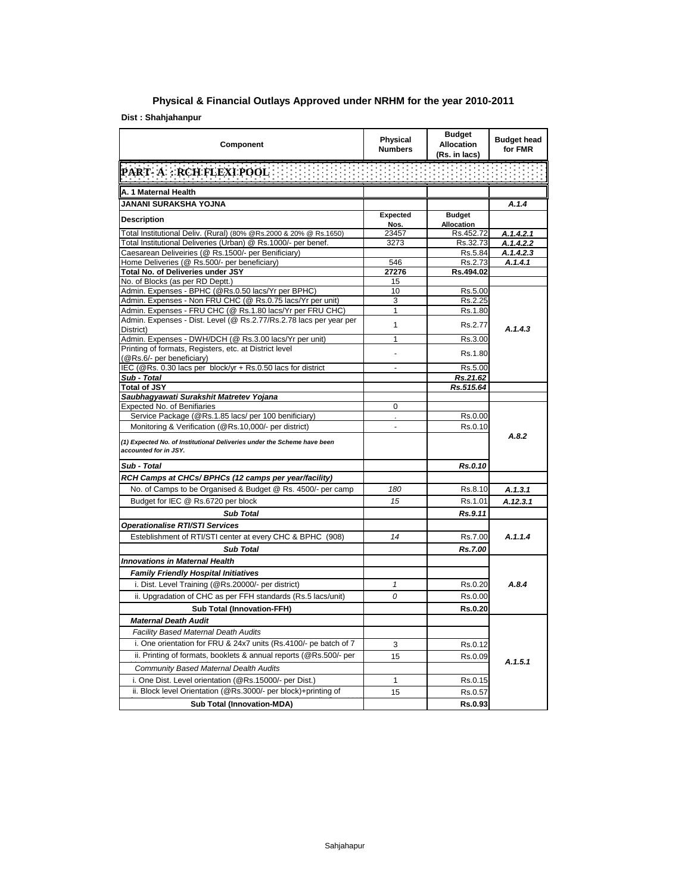# Physical & Financial Outlays Approved under NRHM for the year 2010-2011

**Dist : Shahjahanpur**

| Component | Physical Numbers | Budget Allocation (Rs. in lacs) | Budget head for FMR |
|---|---|---|---|
| **PART- A : RCH FLEXI POOL** | | | |
| **A. 1 Maternal Health** | | | |
| **JANANI SURAKSHA YOJNA** | | | *A.1.4* |
| **Description** | **Expected Nos.** | **Budget Allocation** | |
| Total Institutional Deliv. (Rural) (80% @Rs.2000 & 20% @ Rs.1650) | 23457 | Rs.452.72 | *A.1.4.2.1* |
| Total Institutional Deliveries (Urban) @ Rs.1000/- per benef. | 3273 | Rs.32.73 | *A.1.4.2.2* |
| Caesarean Deliveiries (@ Rs.1500/- per Benificiary) | | Rs.5.84 | *A.1.4.2.3* |
| Home Deliveries (@ Rs.500/- per beneficiary) | 546 | Rs.2.73 | *A.1.4.1* |
| **Total No. of Deliveries under JSY** | **27276** | **Rs.494.02** | |
| No. of Blocks (as per RD Deptt.) | 15 | | |
| Admin. Expenses - BPHC (@Rs.0.50 lacs/Yr per BPHC) | 10 | Rs.5.00 | *A.1.4.3* |
| Admin. Expenses - Non FRU CHC (@ Rs.0.75 lacs/Yr per unit) | 3 | Rs.2.25 | |
| Admin. Expenses - FRU CHC (@ Rs.1.80 lacs/Yr per FRU CHC) | 1 | Rs.1.80 | |
| Admin. Expenses - Dist. Level (@ Rs.2.77/Rs.2.78 lacs per year per District) | 1 | Rs.2.77 | |
| Admin. Expenses - DWH/DCH (@ Rs.3.00 lacs/Yr per unit) | 1 | Rs.3.00 | |
| Printing of formats, Registers, etc. at District level (@Rs.6/- per beneficiary) | - | Rs.1.80 | |
| IEC (@Rs. 0.30 lacs per block/yr + Rs.0.50 lacs for district | - | Rs.5.00 | |
| ***Sub - Total*** | | ***Rs.21.62*** | |
| **Total of JSY** | | ***Rs.515.64*** | |
| ***Saubhagyawati Surakshit Matretev Yojana*** | | | |
| Expected No. of Benifiaries | 0 | | *A.8.2* |
| Service Package (@Rs.1.85 lacs/ per 100 benificiary) | . | Rs.0.00 | |
| Monitoring & Verification (@Rs.10,000/- per district) | - | Rs.0.10 | |
| *(1) Expected No. of Institutional Deliveries under the Scheme have been accounted for in JSY.* | | | |
| ***Sub - Total*** | | ***Rs.0.10*** | |
| ***RCH Camps at CHCs/ BPHCs (12 camps per year/facility)*** | | | |
| No. of Camps to be Organised & Budget @ Rs. 4500/- per camp | *180* | Rs.8.10 | *A.1.3.1* |
| Budget for IEC @ Rs.6720 per block | *15* | Rs.1.01 | *A.12.3.1* |
| ***Sub Total*** | | ***Rs.9.11*** | |
| ***Operationalise RTI/STI Services*** | | | |
| Esteblishment of RTI/STI center at every CHC & BPHC (908) | *14* | Rs.7.00 | *A.1.1.4* |
| ***Sub Total*** | | ***Rs.7.00*** | |
| ***Innovations in Maternal Health*** | | | *A.8.4* |
| ***Family Friendly Hospital Initiatives*** | | | |
| i. Dist. Level Training (@Rs.20000/- per district) | *1* | Rs.0.20 | |
| ii. Upgradation of CHC as per FFH standards (Rs.5 lacs/unit) | *0* | Rs.0.00 | |
| **Sub Total (Innovation-FFH)** | | **Rs.0.20** | |
| ***Maternal Death Audit*** | | | *A.1.5.1* |
| *Facility Based Maternal Death Audits* | | | |
| i. One orientation for FRU & 24x7 units (Rs.4100/- pe batch of 7 | 3 | Rs.0.12 | |
| ii. Printing of formats, booklets & annual reports (@Rs.500/- per | 15 | Rs.0.09 | |
| *Community Based Maternal Dealth Audits* | | | |
| i. One Dist. Level orientation (@Rs.15000/- per Dist.) | 1 | Rs.0.15 | |
| ii. Block level Orientation (@Rs.3000/- per block)+printing of | 15 | Rs.0.57 | |
| **Sub Total (Innovation-MDA)** | | **Rs.0.93** | |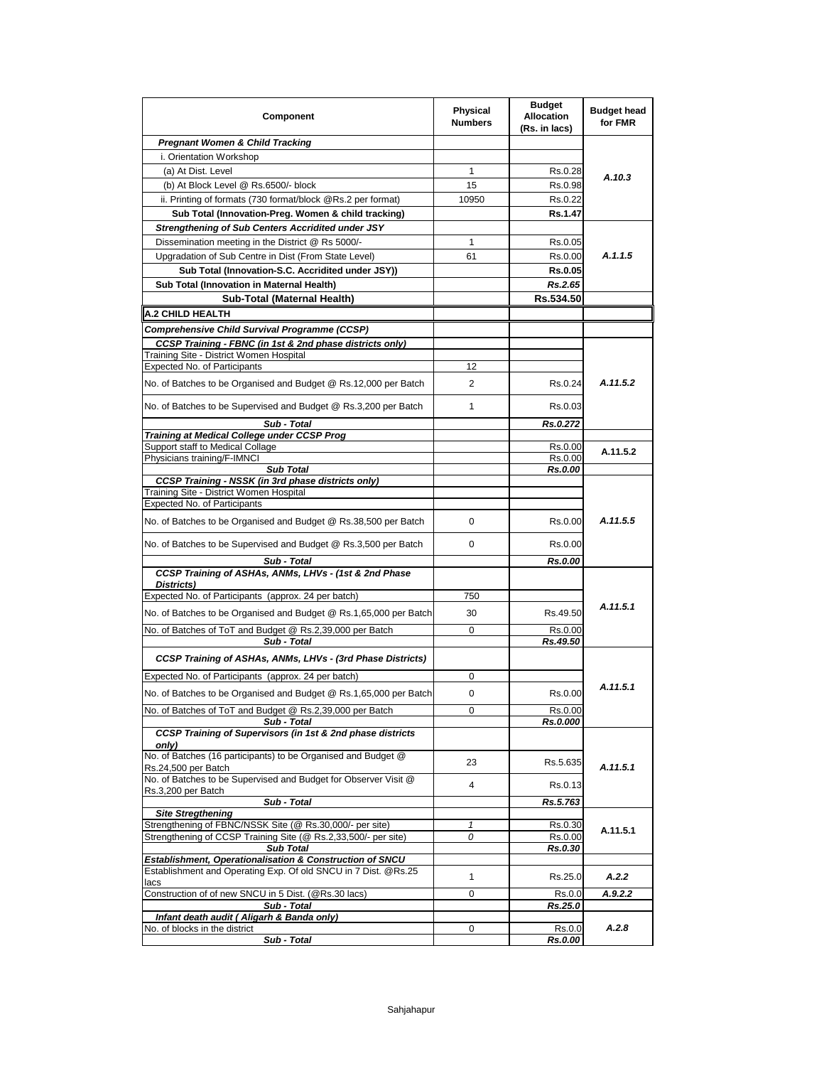| Component | Physical Numbers | Budget Allocation (Rs. in lacs) | Budget head for FMR |
|---|---|---|---|
| ***Pregnant Women & Child Tracking*** | | | |
| i. Orientation Workshop | | | |
| (a) At Dist. Level | 1 | Rs.0.28 | *A.10.3* |
| (b) At Block Level @ Rs.6500/- block | 15 | Rs.0.98 | |
| ii. Printing of formats (730 format/block @Rs.2 per format) | 10950 | Rs.0.22 | |
| **Sub Total (Innovation-Preg. Women & child tracking)** | | **Rs.1.47** | |
| ***Strengthening of Sub Centers Accridited under JSY*** | | | |
| Dissemination meeting in the District @ Rs 5000/- | 1 | Rs.0.05 | *A.1.1.5* |
| Upgradation of Sub Centre in Dist (From State Level) | 61 | Rs.0.00 | |
| **Sub Total (Innovation-S.C. Accridited under JSY))** | | **Rs.0.05** | |
| **Sub Total (Innovation in Maternal Health)** | | ***Rs.2.65*** | |
| **Sub-Total (Maternal Health)** | | **Rs.534.50** | |
| **A.2 CHILD HEALTH** | | | |
| ***Comprehensive Child Survival Programme (CCSP)*** | | | |
| ***CCSP Training - FBNC (in 1st & 2nd phase districts only)*** | | | |
| Training Site - District Women Hospital | | | |
| Expected No. of Participants | 12 | | |
| No. of Batches to be Organised and Budget @ Rs.12,000 per Batch | 2 | Rs.0.24 | *A.11.5.2* |
| No. of Batches to be Supervised and Budget @ Rs.3,200 per Batch | 1 | Rs.0.03 | |
| ***Sub - Total*** | | ***Rs.0.272*** | |
| ***Training at Medical College under CCSP Prog*** | | | |
| Support staff to Medical Collage | | Rs.0.00 | A.11.5.2 |
| Physicians training/F-IMNCI | | Rs.0.00 | |
| ***Sub Total*** | | ***Rs.0.00*** | |
| ***CCSP Training - NSSK (in 3rd phase districts only)*** | | | |
| Training Site - District Women Hospital | | | |
| Expected No. of Participants | | | |
| No. of Batches to be Organised and Budget @ Rs.38,500 per Batch | 0 | Rs.0.00 | *A.11.5.5* |
| No. of Batches to be Supervised and Budget @ Rs.3,500 per Batch | 0 | Rs.0.00 | |
| ***Sub - Total*** | | ***Rs.0.00*** | |
| ***CCSP Training of ASHAs, ANMs, LHVs - (1st & 2nd Phase Districts)*** | | | |
| Expected No. of Participants (approx. 24 per batch) | 750 | | |
| No. of Batches to be Organised and Budget @ Rs.1,65,000 per Batch | 30 | Rs.49.50 | *A.11.5.1* |
| No. of Batches of ToT and Budget @ Rs.2,39,000 per Batch | 0 | Rs.0.00 | |
| ***Sub - Total*** | | ***Rs.49.50*** | |
| ***CCSP Training of ASHAs, ANMs, LHVs - (3rd Phase Districts)*** | | | |
| Expected No. of Participants (approx. 24 per batch) | 0 | | |
| No. of Batches to be Organised and Budget @ Rs.1,65,000 per Batch | 0 | Rs.0.00 | *A.11.5.1* |
| No. of Batches of ToT and Budget @ Rs.2,39,000 per Batch | 0 | Rs.0.00 | |
| ***Sub - Total*** | | ***Rs.0.000*** | |
| ***CCSP Training of Supervisors (in 1st & 2nd phase districts only)*** | | | |
| No. of Batches (16 participants) to be Organised and Budget @ Rs.24,500 per Batch | 23 | Rs.5.635 | *A.11.5.1* |
| No. of Batches to be Supervised and Budget for Observer Visit @ Rs.3,200 per Batch | 4 | Rs.0.13 | |
| ***Sub - Total*** | | ***Rs.5.763*** | |
| ***Site Stregthening*** | | | |
| Strengthening of FBNC/NSSK Site (@ Rs.30,000/- per site) | *1* | Rs.0.30 | A.11.5.1 |
| Strengthening of CCSP Training Site (@ Rs.2,33,500/- per site) | *0* | Rs.0.00 | |
| ***Sub Total*** | | ***Rs.0.30*** | |
| ***Establishment, Operationalisation & Construction of SNCU*** | | | |
| Establishment and Operating Exp. Of old SNCU in 7 Dist. @Rs.25 lacs | 1 | Rs.25.0 | ***A.2.2*** |
| Construction of of new SNCU in 5 Dist. (@Rs.30 lacs) | 0 | Rs.0.0 | ***A.9.2.2*** |
| ***Sub - Total*** | | ***Rs.25.0*** | |
| ***Infant death audit ( Aligarh & Banda only)*** | | | |
| No. of blocks in the district | 0 | Rs.0.0 | ***A.2.8*** |
| ***Sub - Total*** | | ***Rs.0.00*** | |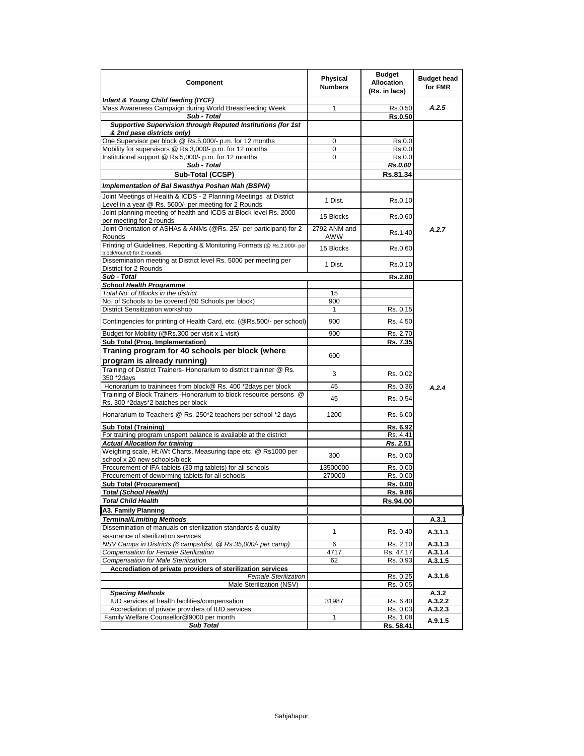| Component | Physical Numbers | Budget Allocation (Rs. in lacs) | Budget head for FMR |
|---|---|---|---|
| ***Infant & Young Child feeding (IYCF)*** | | | |
| Mass Awareness Campaign during World Breastfeeding Week | 1 | Rs.0.50 | *A.2.5* |
| ***Sub - Total*** | | **Rs.0.50** | |
| ***Supportive Supervision through Reputed Institutions (for 1st & 2nd pase districts only)*** | | | |
| One Supervisor per block @ Rs.5,000/- p.m. for 12 months | 0 | Rs.0.0 | |
| Mobility for supervisors @ Rs.3,000/- p.m. for 12 months | 0 | Rs.0.0 | |
| Institutional support @ Rs.5,000/- p.m. for 12 months | 0 | Rs.0.0 | |
| ***Sub - Total*** | | ***Rs.0.00*** | |
| **Sub-Total (CCSP)** | | **Rs.81.34** | |
| ***Implementation of Bal Swasthya Poshan Mah (BSPM)*** | | | |
| Joint Meetings of Health & ICDS - 2 Planning Meetings at District Level in a year @ Rs. 5000/- per meeting for 2 Rounds | 1 Dist. | Rs.0.10 | *A.2.7* |
| Joint planning meeting of health and ICDS at Block level Rs. 2000 per meeting for 2 rounds | 15 Blocks | Rs.0.60 | |
| Joint Orientation of ASHAs & ANMs (@Rs. 25/- per participant) for 2 Rounds | 2792 ANM and AWW | Rs.1.40 | |
| Printing of Guidelines, Reporting & Monitoring Formats (@ Rs.2,000/- per block/round) for 2 rounds | 15 Blocks | Rs.0.60 | |
| Dissemination meeting at District level Rs. 5000 per meeting per District for 2 Rounds | 1 Dist. | Rs.0.10 | |
| ***Sub - Total*** | | **Rs.2.80** | |
| ***School Health Programme*** | | | *A.2.4* |
| *Total No. of Blocks in the district* | 15 | | |
| No. of Schools to be covered (60 Schools per block) | 900 | | |
| District Sensitization workshop | 1 | Rs. 0.15 | |
| Contingencies for printing of Health Card, etc. (@Rs.500/- per school) | 900 | Rs. 4.50 | |
| Budget for Mobility (@Rs.300 per visit x 1 visit) | 900 | Rs. 2.70 | |
| **Sub Total (Prog. Implementation)** | | **Rs. 7.35** | |
| **Traning program for 40 schools per block (where program is already running)** | 600 | | |
| Training of District Trainers- Honorarium to district traininer @ Rs. 350 *2days | 3 | Rs. 0.02 | |
| Honorarium to traininees from block@ Rs. 400 *2days per block | 45 | Rs. 0.36 | |
| Training of Block Trainers -Honorarium to block resource persons @ Rs. 300 *2days*2 batches per block | 45 | Rs. 0.54 | |
| Honararium to Teachers @ Rs. 250*2 teachers per school *2 days | 1200 | Rs. 6.00 | |
| **Sub Total (Training)** | | **Rs. 6.92** | |
| For training program unspent balance is available at the district | | Rs. 4.41 | |
| ***Actual Allocation for training*** | | ***Rs. 2.51*** | |
| Weighing scale, Ht./Wt Charts, Measuring tape etc. @ Rs1000 per school x 20 new schools/block | 300 | Rs. 0.00 | |
| Procurement of IFA tablets (30 mg tablets) for all schools | 13500000 | Rs. 0.00 | |
| Procurement of deworming tablets for all schools | 270000 | Rs. 0.00 | |
| **Sub Total (Procurement)** | | **Rs. 0.00** | |
| ***Total (School Health)*** | | **Rs. 9.86** | |
| ***Total Child Health*** | | **Rs.94.00** | |
| **A3. Family Planning** | | | |
| ***Terminal/Limiting Methods*** | | | **A.3.1** |
| Dissemination of manuals on sterilization standards & quality assurance of sterilization services | 1 | Rs. 0.40 | **A.3.1.1** |
| *NSV Camps in Districts (6 camps/dist. @ Rs.35,000/- per camp)* | 6 | Rs. 2.10 | **A.3.1.3** |
| *Compensation for Female Sterilization* | 4717 | Rs. 47.17 | **A.3.1.4** |
| *Compensation for Male Sterilization* | 62 | Rs. 0.93 | **A.3.1.5** |
| **Accrediation of private providers of sterilization services** | | | **A.3.1.6** |
| *Female Sterilization* | | Rs. 0.25 | |
| Male Sterilization (NSV) | | Rs. 0.05 | |
| ***Spacing Methods*** | | | **A.3.2** |
| IUD services at health facilities/compensation | 31987 | Rs. 6.40 | **A.3.2.2** |
| Accrediation of private providers of IUD services | | Rs. 0.03 | **A.3.2.3** |
| Family Welfare Counsellor@9000 per month | 1 | Rs. 1.08 | **A.9.1.5** |
| ***Sub Total*** | | **Rs. 58.41** | |

Sahjahapur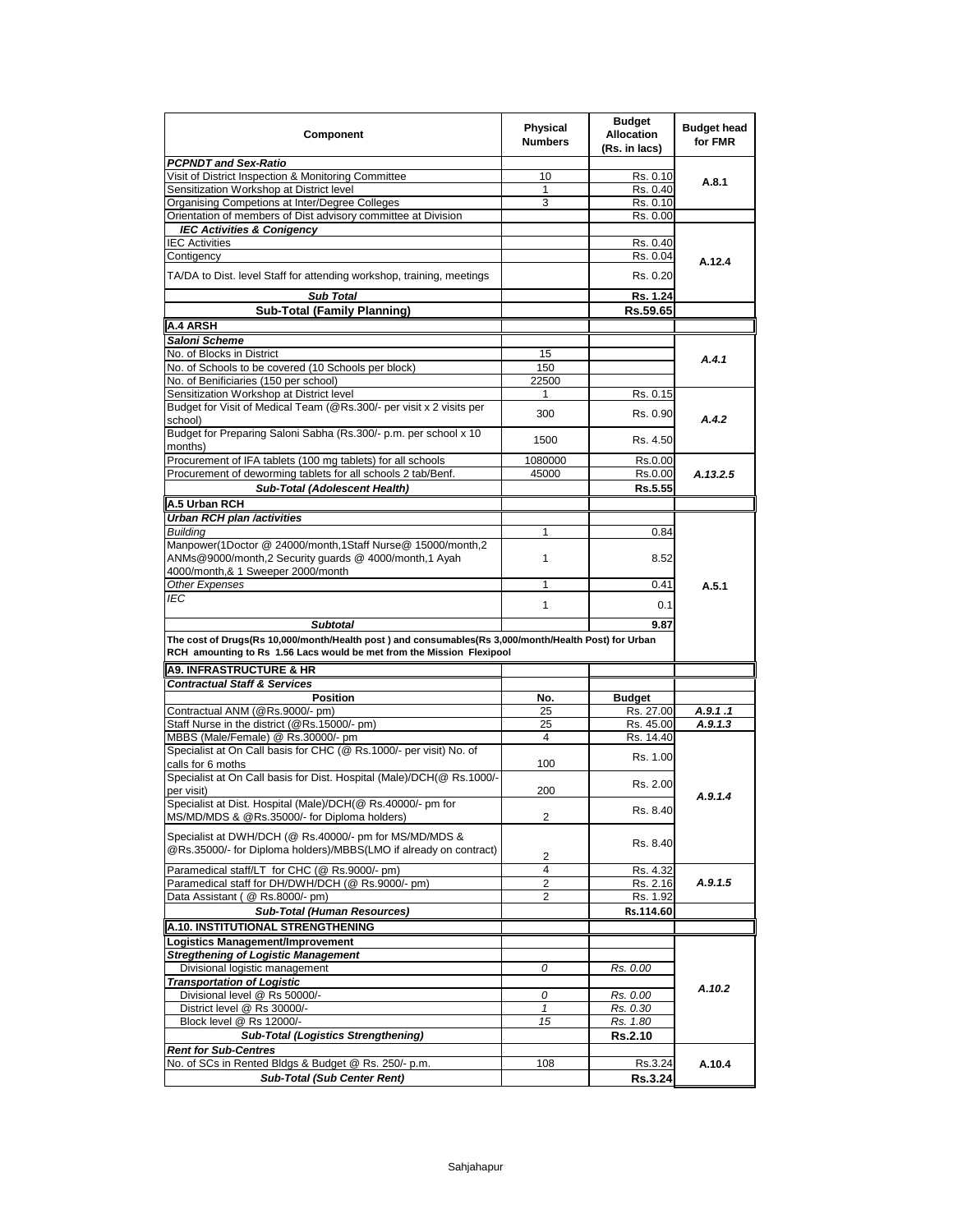| Component | Physical Numbers | Budget Allocation (Rs. in lacs) | Budget head for FMR |
|---|---|---|---|
| ***PCPNDT and Sex-Ratio*** | | | |
| Visit of District Inspection & Monitoring Committee | 10 | Rs. 0.10 | **A.8.1** |
| Sensitization Workshop at District level | 1 | Rs. 0.40 | |
| Organising Competions at Inter/Degree Colleges | 3 | Rs. 0.10 | |
| Orientation of members of Dist advisory committee at Division | | Rs. 0.00 | |
| ***IEC Activities & Conigency*** | | | |
| IEC Activities | | Rs. 0.40 | **A.12.4** |
| Contigency | | Rs. 0.04 | |
| TA/DA to Dist. level Staff for attending workshop, training, meetings | | Rs. 0.20 | |
| ***Sub Total*** | | **Rs. 1.24** | |
| **Sub-Total (Family Planning)** | | **Rs.59.65** | |
| **A.4 ARSH** | | | |
| ***Saloni Scheme*** | | | |
| No. of Blocks in District | 15 | | ***A.4.1*** |
| No. of Schools to be covered (10 Schools per block) | 150 | | |
| No. of Benificiaries (150 per school) | 22500 | | |
| Sensitization Workshop at District level | 1 | Rs. 0.15 | ***A.4.2*** |
| Budget for Visit of Medical Team (@Rs.300/- per visit x 2 visits per school) | 300 | Rs. 0.90 | |
| Budget for Preparing Saloni Sabha (Rs.300/- p.m. per school x 10 months) | 1500 | Rs. 4.50 | |
| Procurement of IFA tablets (100 mg tablets) for all schools | 1080000 | Rs.0.00 | ***A.13.2.5*** |
| Procurement of deworming tablets for all schools 2 tab/Benf. | 45000 | Rs.0.00 | |
| ***Sub-Total (Adolescent Health)*** | | **Rs.5.55** | |
| **A.5 Urban RCH** | | | |
| ***Urban RCH plan /activities*** | | | **A.5.1** |
| *Building* | 1 | 0.84 | |
| Manpower(1Doctor @ 24000/month,1Staff Nurse@ 15000/month,2 ANMs@9000/month,2 Security guards @ 4000/month,1 Ayah 4000/month,& 1 Sweeper 2000/month | 1 | 8.52 | |
| *Other Expenses* | 1 | 0.41 | |
| *IEC* | 1 | 0.1 | |
| ***Subtotal*** | | **9.87** | |
| **The cost of Drugs(Rs 10,000/month/Health post ) and consumables(Rs 3,000/month/Health Post) for Urban RCH amounting to Rs 1.56 Lacs would be met from the Mission Flexipool** | | | |
| **A9. INFRASTRUCTURE & HR** | | | |
| ***Contractual Staff & Services*** | | | |
| **Position** | **No.** | **Budget** | |
| Contractual ANM (@Rs.9000/- pm) | 25 | Rs. 27.00 | ***A.9.1 .1*** |
| Staff Nurse in the district (@Rs.15000/- pm) | 25 | Rs. 45.00 | ***A.9.1.3*** |
| MBBS (Male/Female) @ Rs.30000/- pm | 4 | Rs. 14.40 | ***A.9.1.4*** |
| Specialist at On Call basis for CHC (@ Rs.1000/- per visit) No. of calls for 6 moths | 100 | Rs. 1.00 | |
| Specialist at On Call basis for Dist. Hospital (Male)/DCH(@ Rs.1000/- per visit) | 200 | Rs. 2.00 | |
| Specialist at Dist. Hospital (Male)/DCH(@ Rs.40000/- pm for MS/MD/MDS & @Rs.35000/- for Diploma holders) | 2 | Rs. 8.40 | |
| Specialist at DWH/DCH (@ Rs.40000/- pm for MS/MD/MDS & @Rs.35000/- for Diploma holders)/MBBS(LMO if already on contract) | 2 | Rs. 8.40 | |
| Paramedical staff/LT for CHC (@ Rs.9000/- pm) | 4 | Rs. 4.32 | ***A.9.1.5*** |
| Paramedical staff for DH/DWH/DCH (@ Rs.9000/- pm) | 2 | Rs. 2.16 | |
| Data Assistant ( @ Rs.8000/- pm) | 2 | Rs. 1.92 | |
| ***Sub-Total (Human Resources)*** | | **Rs.114.60** | |
| **A.10. INSTITUTIONAL STRENGTHENING** | | | |
| **Logistics Management/Improvement** | | | |
| ***Stregthening of Logistic Management*** | | | ***A.10.2*** |
| Divisional logistic management | *0* | *Rs. 0.00* | |
| ***Transportation of Logistic*** | | | |
| Divisional level @ Rs 50000/- | *0* | *Rs. 0.00* | |
| District level @ Rs 30000/- | *1* | *Rs. 0.30* | |
| Block level @ Rs 12000/- | *15* | *Rs. 1.80* | |
| ***Sub-Total (Logistics Strengthening)*** | | **Rs.2.10** | |
| ***Rent for Sub-Centres*** | | | |
| No. of SCs in Rented Bldgs & Budget @ Rs. 250/- p.m. | 108 | Rs.3.24 | **A.10.4** |
| ***Sub-Total (Sub Center Rent)*** | | **Rs.3.24** | |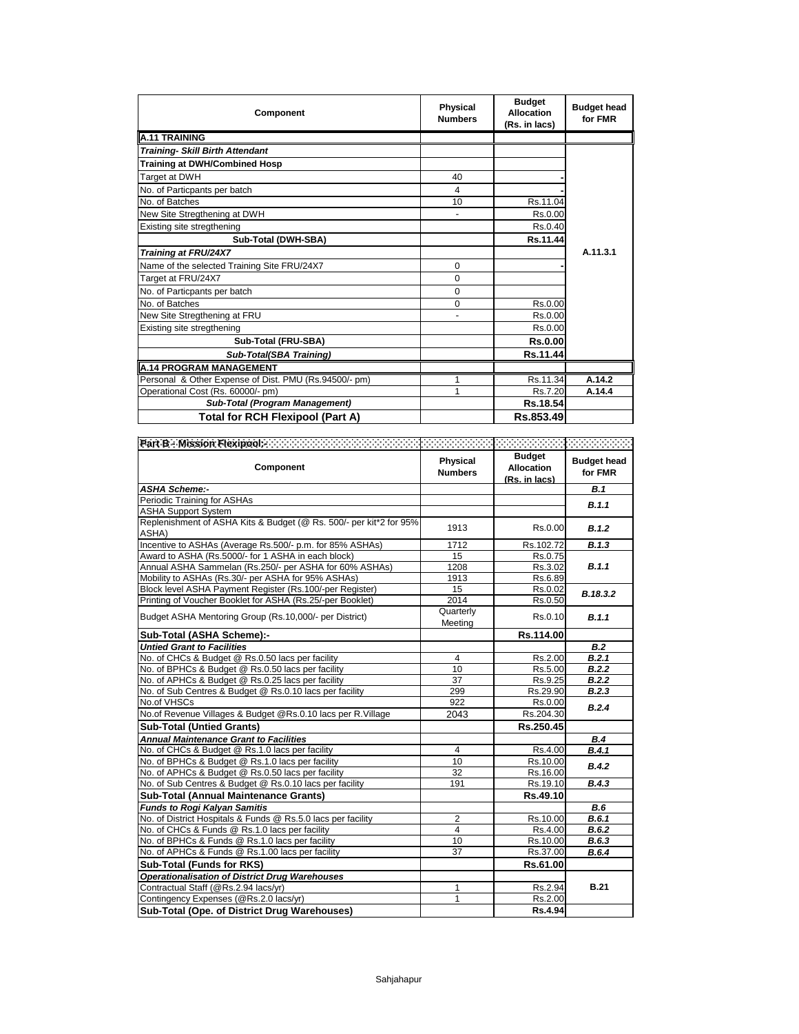| Component | Physical Numbers | Budget Allocation (Rs. in lacs) | Budget head for FMR |
|---|---|---|---|
| **A.11 TRAINING** | | | |
| ***Training- Skill Birth Attendant*** | | | |
| **Training at DWH/Combined Hosp** | | | A.11.3.1 |
| Target at DWH | 40 | - | |
| No. of Particpants per batch | 4 | - | |
| No. of Batches | 10 | Rs.11.04 | |
| New Site Stregthening at DWH | - | Rs.0.00 | |
| Existing site stregthening | | Rs.0.40 | |
| **Sub-Total (DWH-SBA)** | | **Rs.11.44** | |
| ***Training at FRU/24X7*** | | | |
| Name of the selected Training Site FRU/24X7 | 0 | - | |
| Target at FRU/24X7 | 0 | | |
| No. of Particpants per batch | 0 | | |
| No. of Batches | 0 | Rs.0.00 | |
| New Site Stregthening at FRU | - | Rs.0.00 | |
| Existing site stregthening | | Rs.0.00 | |
| **Sub-Total (FRU-SBA)** | | **Rs.0.00** | |
| ***Sub-Total(SBA Training)*** | | **Rs.11.44** | |
| **A.14 PROGRAM MANAGEMENT** | | | |
| Personal & Other Expense of Dist. PMU (Rs.94500/- pm) | 1 | Rs.11.34 | **A.14.2** |
| Operational Cost (Rs. 60000/- pm) | 1 | Rs.7.20 | **A.14.4** |
| ***Sub-Total (Program Management)*** | | **Rs.18.54** | |
| **Total for RCH Flexipool (Part A)** | | **Rs.853.49** | |

**Part B - Mission Flexipool:-**

| Component | Physical Numbers | Budget Allocation (Rs. in lacs) | Budget head for FMR |
|---|---|---|---|
| ***ASHA Scheme:-*** | | | ***B.1*** |
| Periodic Training for ASHAs | | | ***B.1.1*** |
| ASHA Support System | | | |
| Replenishment of ASHA Kits & Budget (@ Rs. 500/- per kit*2 for 95% ASHA) | 1913 | Rs.0.00 | ***B.1.2*** |
| Incentive to ASHAs (Average Rs.500/- p.m. for 85% ASHAs) | 1712 | Rs.102.72 | ***B.1.3*** |
| Award to ASHA (Rs.5000/- for 1 ASHA in each block) | 15 | Rs.0.75 | ***B.1.1*** |
| Annual ASHA Sammelan (Rs.250/- per ASHA for 60% ASHAs) | 1208 | Rs.3.02 | |
| Mobility to ASHAs (Rs.30/- per ASHA for 95% ASHAs) | 1913 | Rs.6.89 | |
| Block level ASHA Payment Register (Rs.100/-per Register) | 15 | Rs.0.02 | ***B.18.3.2*** |
| Printing of Voucher Booklet for ASHA (Rs.25/-per Booklet) | 2014 | Rs.0.50 | |
| Budget ASHA Mentoring Group (Rs.10,000/- per District) | Quarterly Meeting | Rs.0.10 | ***B.1.1*** |
| **Sub-Total (ASHA Scheme):-** | | **Rs.114.00** | |
| ***Untied Grant to Facilities*** | | | ***B.2*** |
| No. of CHCs & Budget @ Rs.0.50 lacs per facility | 4 | Rs.2.00 | ***B.2.1*** |
| No. of BPHCs & Budget @ Rs.0.50 lacs per facility | 10 | Rs.5.00 | ***B.2.2*** |
| No. of APHCs & Budget @ Rs.0.25 lacs per facility | 37 | Rs.9.25 | ***B.2.2*** |
| No. of Sub Centres & Budget @ Rs.0.10 lacs per facility | 299 | Rs.29.90 | ***B.2.3*** |
| No.of VHSCs | 922 | Rs.0.00 | ***B.2.4*** |
| No.of Revenue Villages & Budget @Rs.0.10 lacs per R.Village | 2043 | Rs.204.30 | |
| **Sub-Total (Untied Grants)** | | **Rs.250.45** | |
| ***Annual Maintenance Grant to Facilities*** | | | ***B.4*** |
| No. of CHCs & Budget @ Rs.1.0 lacs per facility | 4 | Rs.4.00 | ***B.4.1*** |
| No. of BPHCs & Budget @ Rs.1.0 lacs per facility | 10 | Rs.10.00 | ***B.4.2*** |
| No. of APHCs & Budget @ Rs.0.50 lacs per facility | 32 | Rs.16.00 | |
| No. of Sub Centres & Budget @ Rs.0.10 lacs per facility | 191 | Rs.19.10 | ***B.4.3*** |
| **Sub-Total (Annual Maintenance Grants)** | | **Rs.49.10** | |
| ***Funds to Rogi Kalyan Samitis*** | | | ***B.6*** |
| No. of District Hospitals & Funds @ Rs.5.0 lacs per facility | 2 | Rs.10.00 | ***B.6.1*** |
| No. of CHCs & Funds @ Rs.1.0 lacs per facility | 4 | Rs.4.00 | ***B.6.2*** |
| No. of BPHCs & Funds @ Rs.1.0 lacs per facility | 10 | Rs.10.00 | ***B.6.3*** |
| No. of APHCs & Funds @ Rs.1.00 lacs per facility | 37 | Rs.37.00 | ***B.6.4*** |
| **Sub-Total (Funds for RKS)** | | **Rs.61.00** | |
| ***Operationalisation of District Drug Warehouses*** | | | **B.21** |
| Contractual Staff (@Rs.2.94 lacs/yr) | 1 | Rs.2.94 | |
| Contingency Expenses (@Rs.2.0 lacs/yr) | 1 | Rs.2.00 | |
| **Sub-Total (Ope. of District Drug Warehouses)** | | **Rs.4.94** | |

Sahjahapur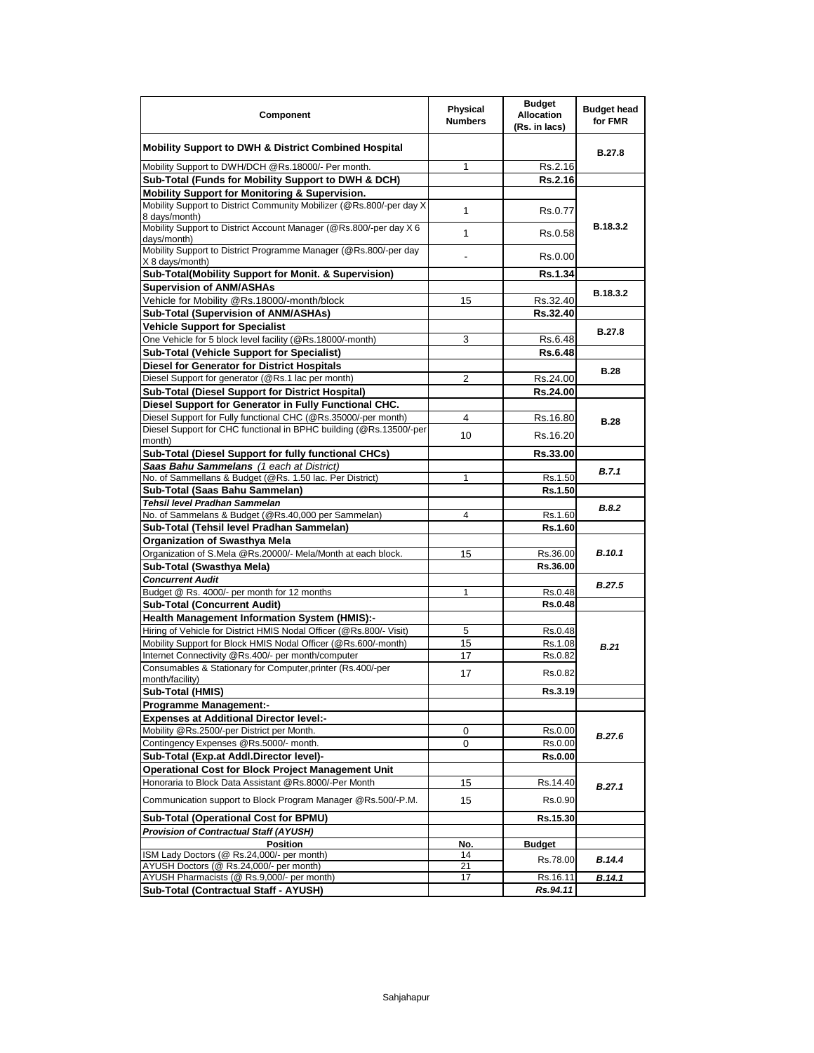| Component | Physical Numbers | Budget Allocation (Rs. in lacs) | Budget head for FMR |
|---|---|---|---|
| **Mobility Support to DWH & District Combined Hospital** | | | B.27.8 |
| Mobility Support to DWH/DCH @Rs.18000/- Per month. | 1 | Rs.2.16 | |
| **Sub-Total (Funds for Mobility Support to DWH & DCH)** | | **Rs.2.16** | |
| **Mobility Support for Monitoring & Supervision.** | | | B.18.3.2 |
| Mobility Support to District Community Mobilizer (@Rs.800/-per day X 8 days/month) | 1 | Rs.0.77 | |
| Mobility Support to District Account Manager (@Rs.800/-per day X 6 days/month) | 1 | Rs.0.58 | |
| Mobility Support to District Programme Manager (@Rs.800/-per day X 8 days/month) | - | Rs.0.00 | |
| **Sub-Total(Mobility Support for Monit. & Supervision)** | | **Rs.1.34** | |
| **Supervision of ANM/ASHAs** | | | B.18.3.2 |
| Vehicle for Mobility @Rs.18000/-month/block | 15 | Rs.32.40 | |
| **Sub-Total (Supervision of ANM/ASHAs)** | | **Rs.32.40** | |
| **Vehicle Support for Specialist** | | | B.27.8 |
| One Vehicle for 5 block level facility (@Rs.18000/-month) | 3 | Rs.6.48 | |
| **Sub-Total (Vehicle Support for Specialist)** | | **Rs.6.48** | |
| **Diesel for Generator for District Hospitals** | | | B.28 |
| Diesel Support for generator (@Rs.1 lac per month) | 2 | Rs.24.00 | |
| **Sub-Total (Diesel Support for District Hospital)** | | **Rs.24.00** | |
| **Diesel Support for Generator in Fully Functional CHC.** | | | B.28 |
| Diesel Support for Fully functional CHC (@Rs.35000/-per month) | 4 | Rs.16.80 | |
| Diesel Support for CHC functional in BPHC building (@Rs.13500/-per month) | 10 | Rs.16.20 | |
| **Sub-Total (Diesel Support for fully functional CHCs)** | | **Rs.33.00** | |
| ***Saas Bahu Sammelans** (1 each at District)* | | | *B.7.1* |
| No. of Sammellans & Budget (@Rs. 1.50 lac. Per District) | 1 | Rs.1.50 | |
| **Sub-Total (Saas Bahu Sammelan)** | | **Rs.1.50** | |
| ***Tehsil level Pradhan Sammelan*** | | | *B.8.2* |
| No. of Sammelans & Budget (@Rs.40,000 per Sammelan) | 4 | Rs.1.60 | |
| **Sub-Total (Tehsil level Pradhan Sammelan)** | | **Rs.1.60** | |
| **Organization of Swasthya Mela** | | | *B.10.1* |
| Organization of S.Mela @Rs.20000/- Mela/Month at each block. | 15 | Rs.36.00 | |
| **Sub-Total (Swasthya Mela)** | | **Rs.36.00** | |
| ***Concurrent Audit*** | | | *B.27.5* |
| Budget @ Rs. 4000/- per month for 12 months | 1 | Rs.0.48 | |
| **Sub-Total (Concurrent Audit)** | | **Rs.0.48** | |
| **Health Management Information System (HMIS):-** | | | *B.21* |
| Hiring of Vehicle for District HMIS Nodal Officer (@Rs.800/- Visit) | 5 | Rs.0.48 | |
| Mobility Support for Block HMIS Nodal Officer (@Rs.600/-month) | 15 | Rs.1.08 | |
| Internet Connectivity @Rs.400/- per month/computer | 17 | Rs.0.82 | |
| Consumables & Stationary for Computer,printer (Rs.400/-per month/facility) | 17 | Rs.0.82 | |
| **Sub-Total (HMIS)** | | **Rs.3.19** | |
| **Programme Management:-** | | | |
| **Expenses at Additional Director level:-** | | | *B.27.6* |
| Mobility @Rs.2500/-per District per Month. | 0 | Rs.0.00 | |
| Contingency Expenses @Rs.5000/- month. | 0 | Rs.0.00 | |
| **Sub-Total (Exp.at Addl.Director level)-** | | **Rs.0.00** | |
| **Operational Cost for Block Project Management Unit** | | | *B.27.1* |
| Honoraria to Block Data Assistant @Rs.8000/-Per Month | 15 | Rs.14.40 | |
| Communication support to Block Program Manager @Rs.500/-P.M. | 15 | Rs.0.90 | |
| **Sub-Total (Operational Cost for BPMU)** | | **Rs.15.30** | |
| ***Provision of Contractual Staff (AYUSH)*** | | | |
| **Position** | **No.** | **Budget** | |
| ISM Lady Doctors (@ Rs.24,000/- per month) | 14 | Rs.78.00 | *B.14.4* |
| AYUSH Doctors (@ Rs.24,000/- per month) | 21 | | |
| AYUSH Pharmacists (@ Rs.9,000/- per month) | 17 | Rs.16.11 | *B.14.1* |
| **Sub-Total (Contractual Staff - AYUSH)** | | ***Rs.94.11*** | |

Sahjahapur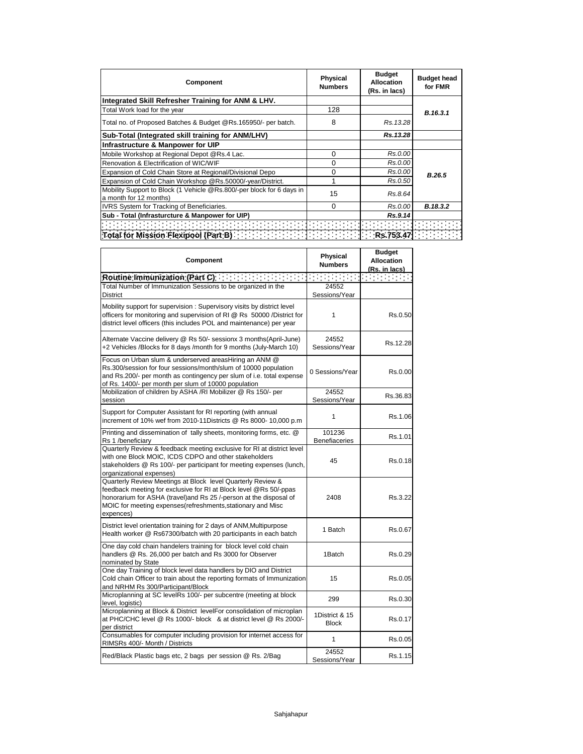| Component | Physical Numbers | Budget Allocation (Rs. in lacs) | Budget head for FMR |
|---|---|---|---|
| **Integrated Skill Refresher Training for ANM & LHV.** | | | |
| Total Work load for the year | 128 | | ***B.16.3.1*** |
| Total no. of Proposed Batches & Budget @Rs.165950/- per batch. | 8 | *Rs.13.28* | |
| **Sub-Total (Integrated skill training for ANM/LHV)** | | ***Rs.13.28*** | |
| **Infrastructure & Manpower for UIP** | | | |
| Mobile Workshop at Regional Depot @Rs.4 Lac. | 0 | *Rs.0.00* | ***B.26.5*** |
| Renovation & Electrification of WIC/WIF | 0 | *Rs.0.00* | |
| Expansion of Cold Chain Store at Regional/Divisional Depo | 0 | *Rs.0.00* | |
| Expansion of Cold Chain Workshop @Rs.50000/-year/District. | 1 | *Rs.0.50* | |
| Mobility Support to Block (1 Vehicle @Rs.800/-per block for 6 days in a month for 12 months) | 15 | *Rs.8.64* | |
| IVRS System for Tracking of Beneficiaries. | 0 | *Rs.0.00* | ***B.18.3.2*** |
| **Sub - Total (Infrasturcture & Manpower for UIP)** | | ***Rs.9.14*** | |
| | | | |
| **Total for Mission Flexipool (Part B)** | | **Rs.753.47** | |

| Component | Physical Numbers | Budget Allocation (Rs. in lacs) |
|---|---|---|
| **Routine Immunization (Part C)** | | |
| Total Number of Immunization Sessions to be organized in the District | 24552 Sessions/Year | |
| Mobility support for supervision : Supervisory visits by district level officers for monitoring and supervision of RI @ Rs 50000 /District for district level officers (this includes POL and maintenance) per year | 1 | Rs.0.50 |
| Alternate Vaccine delivery @ Rs 50/- sessionx 3 months(April-June) +2 Vehicles /Blocks for 8 days /month for 9 months (July-March 10) | 24552 Sessions/Year | Rs.12.28 |
| Focus on Urban slum & underserved areasHiring an ANM @ Rs.300/session for four sessions/month/slum of 10000 population and Rs.200/- per month as contingency per slum of i.e. total expense of Rs. 1400/- per month per slum of 10000 population | 0 Sessions/Year | Rs.0.00 |
| Mobilization of children by ASHA /RI Mobilizer @ Rs 150/- per session | 24552 Sessions/Year | Rs.36.83 |
| Support for Computer Assistant for RI reporting (with annual increment of 10% wef from 2010-11Districts @ Rs 8000- 10,000 p.m | 1 | Rs.1.06 |
| Printing and dissemination of tally sheets, monitoring forms, etc. @ Rs 1 /beneficiary | 101236 Benefiaceries | Rs.1.01 |
| Quarterly Review & feedback meeting exclusive for RI at district level with one Block MOIC, ICDS CDPO and other stakeholders stakeholders @ Rs 100/- per participant for meeting expenses (lunch, organizational expenses) | 45 | Rs.0.18 |
| Quarterly Review Meetings at Block level Quarterly Review & feedback meeting for exclusive for RI at Block level @Rs 50/-ppas honorarium for ASHA (travel)and Rs 25 /-person at the disposal of MOIC for meeting expenses(refreshments,stationary and Misc expences) | 2408 | Rs.3.22 |
| District level orientation training for 2 days of ANM,Multipurpose Health worker @ Rs67300/batch with 20 participants in each batch | 1 Batch | Rs.0.67 |
| One day cold chain handelers training for block level cold chain handlers @ Rs. 26,000 per batch and Rs 3000 for Observer nominated by State | 1Batch | Rs.0.29 |
| One day Training of block level data handlers by DIO and District Cold chain Officer to train about the reporting formats of Immunization and NRHM Rs 300/Participant/Block | 15 | Rs.0.05 |
| Microplanning at SC levelRs 100/- per subcentre (meeting at block level, logistic) | 299 | Rs.0.30 |
| Microplanning at Block & District levelFor consolidation of microplan at PHC/CHC level @ Rs 1000/- block & at district level @ Rs 2000/- per district | 1District & 15 Block | Rs.0.17 |
| Consumables for computer including provision for internet access for RIMSRs 400/- Month / Districts | 1 | Rs.0.05 |
| Red/Black Plastic bags etc, 2 bags per session @ Rs. 2/Bag | 24552 Sessions/Year | Rs.1.15 |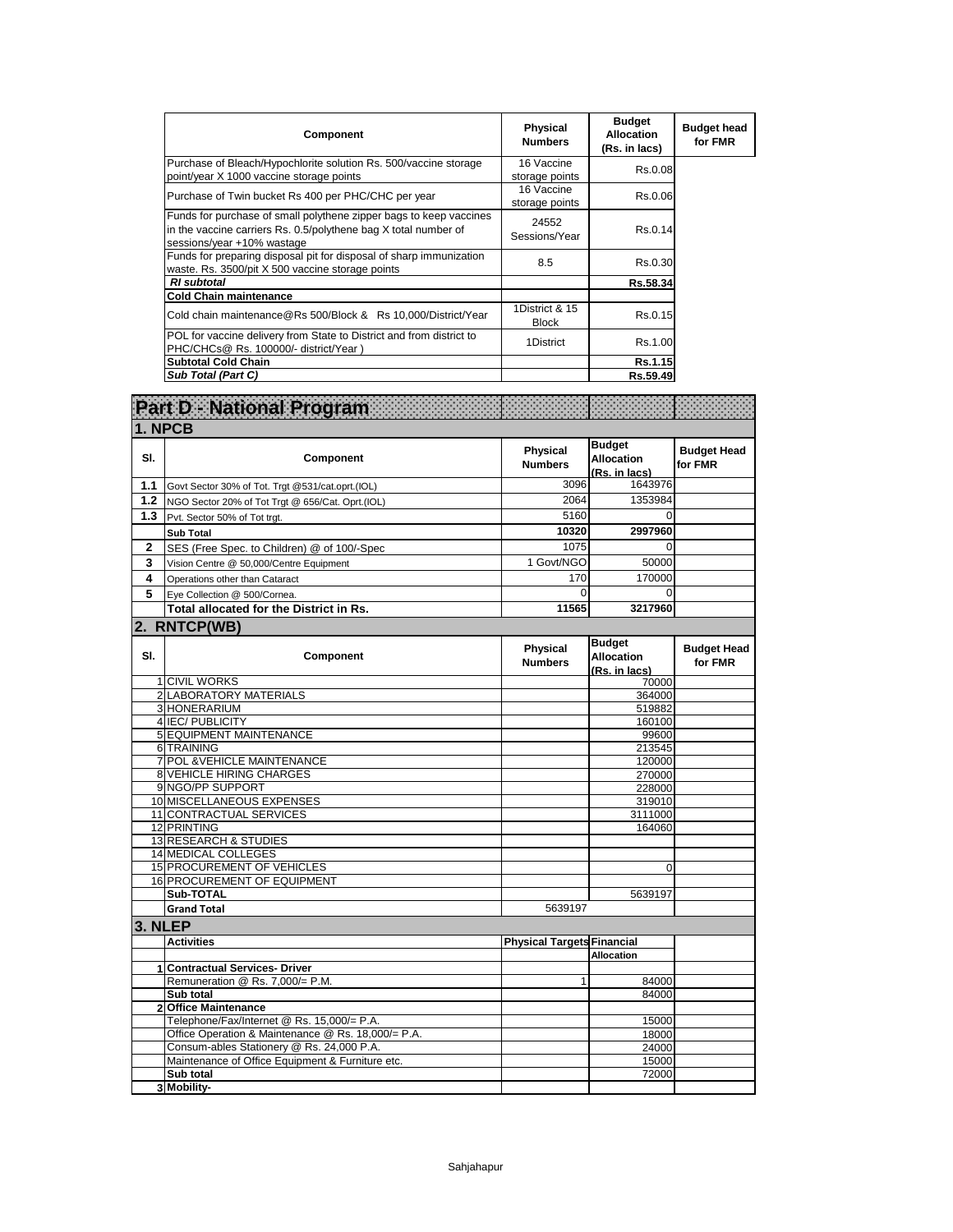| Component | Physical Numbers | Budget Allocation (Rs. in lacs) | Budget head for FMR |
|---|---|---|---|
| Purchase of Bleach/Hypochlorite solution Rs. 500/vaccine storage point/year X 1000 vaccine storage points | 16 Vaccine storage points | Rs.0.08 | |
| Purchase of Twin bucket Rs 400 per PHC/CHC per year | 16 Vaccine storage points | Rs.0.06 | |
| Funds for purchase of small polythene zipper bags to keep vaccines in the vaccine carriers Rs. 0.5/polythene bag X total number of sessions/year +10% wastage | 24552 Sessions/Year | Rs.0.14 | |
| Funds for preparing disposal pit for disposal of sharp immunization waste. Rs. 3500/pit X 500 vaccine storage points | 8.5 | Rs.0.30 | |
| ***RI subtotal*** | | **Rs.58.34** | |
| **Cold Chain maintenance** | | | |
| Cold chain maintenance@Rs 500/Block & Rs 10,000/District/Year | 1District & 15 Block | Rs.0.15 | |
| POL for vaccine delivery from State to District and from district to PHC/CHCs@ Rs. 100000/- district/Year ) | 1District | Rs.1.00 | |
| **Subtotal Cold Chain** | | **Rs.1.15** | |
| ***Sub Total (Part C)*** | | **Rs.59.49** | |

# Part D - National Program

## 1. NPCB

| Sl. | Component | Physical Numbers | Budget Allocation (Rs. in lacs) | Budget Head for FMR |
|---|---|---|---|---|
| 1.1 | Govt Sector 30% of Tot. Trgt @531/cat.oprt.(IOL) | 3096 | 1643976 | |
| 1.2 | NGO Sector 20% of Tot Trgt @ 656/Cat. Oprt.(IOL) | 2064 | 1353984 | |
| 1.3 | Pvt. Sector 50% of Tot trgt. | 5160 | 0 | |
| | **Sub Total** | **10320** | **2997960** | |
| 2 | SES (Free Spec. to Children) @ of 100/-Spec | 1075 | 0 | |
| 3 | Vision Centre @ 50,000/Centre Equipment | 1 Govt/NGO | 50000 | |
| 4 | Operations other than Cataract | 170 | 170000 | |
| 5 | Eye Collection @ 500/Cornea. | 0 | 0 | |
| | **Total allocated for the District in Rs.** | **11565** | **3217960** | |

## 2. RNTCP(WB)

| Sl. | Component | Physical Numbers | Budget Allocation (Rs. in lacs) | Budget Head for FMR |
|---|---|---|---|---|
| 1 | CIVIL WORKS | | 70000 | |
| 2 | LABORATORY MATERIALS | | 364000 | |
| 3 | HONERARIUM | | 519882 | |
| 4 | IEC/ PUBLICITY | | 160100 | |
| 5 | EQUIPMENT MAINTENANCE | | 99600 | |
| 6 | TRAINING | | 213545 | |
| 7 | POL &VEHICLE MAINTENANCE | | 120000 | |
| 8 | VEHICLE HIRING CHARGES | | 270000 | |
| 9 | NGO/PP SUPPORT | | 228000 | |
| 10 | MISCELLANEOUS EXPENSES | | 319010 | |
| 11 | CONTRACTUAL SERVICES | | 3111000 | |
| 12 | PRINTING | | 164060 | |
| 13 | RESEARCH & STUDIES | | | |
| 14 | MEDICAL COLLEGES | | | |
| 15 | PROCUREMENT OF VEHICLES | | 0 | |
| 16 | PROCUREMENT OF EQUIPMENT | | | |
| | **Sub-TOTAL** | | 5639197 | |
| | **Grand Total** | 5639197 | | |

## 3. NLEP

| | Activities | Physical Targets | Financial Allocation | |
|---|---|---|---|---|
| 1 | **Contractual Services- Driver** | | | |
| | Remuneration @ Rs. 7,000/= P.M. | 1 | 84000 | |
| | **Sub total** | | 84000 | |
| 2 | **Office Maintenance** | | | |
| | Telephone/Fax/Internet @ Rs. 15,000/= P.A. | | 15000 | |
| | Office Operation & Maintenance @ Rs. 18,000/= P.A. | | 18000 | |
| | Consum-ables Stationery @ Rs. 24,000 P.A. | | 24000 | |
| | Maintenance of Office Equipment & Furniture etc. | | 15000 | |
| | **Sub total** | | 72000 | |
| 3 | **Mobility-** | | | |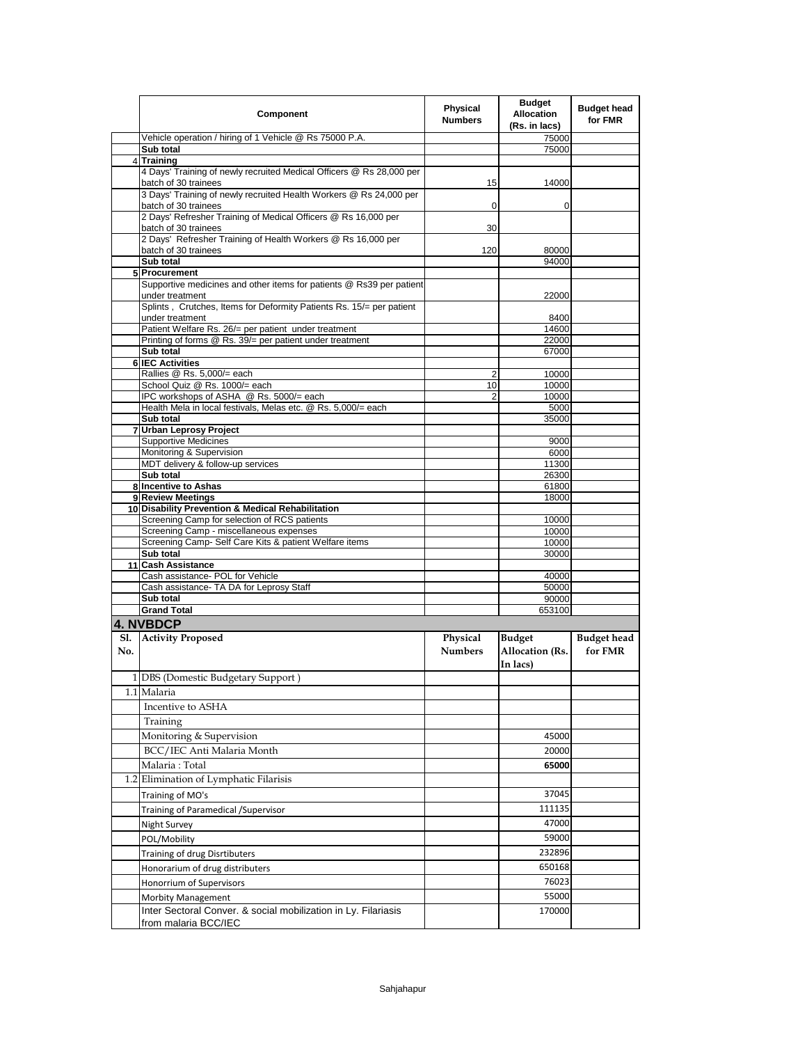|  | Component | Physical Numbers | Budget Allocation (Rs. in lacs) | Budget head for FMR |
|---|---|---|---|---|
|  | Vehicle operation / hiring of 1 Vehicle @ Rs 75000 P.A. |  | 75000 |  |
|  | **Sub total** |  | 75000 |  |
| 4 | **Training** |  |  |  |
|  | 4 Days' Training of newly recruited Medical Officers @ Rs 28,000 per batch of 30 trainees | 15 | 14000 |  |
|  | 3 Days' Training of newly recruited Health Workers @ Rs 24,000 per batch of 30 trainees | 0 | 0 |  |
|  | 2 Days' Refresher Training of Medical Officers @ Rs 16,000 per batch of 30 trainees | 30 |  |  |
|  | 2 Days' Refresher Training of Health Workers @ Rs 16,000 per batch of 30 trainees | 120 | 80000 |  |
|  | **Sub total** |  | 94000 |  |
| 5 | **Procurement** |  |  |  |
|  | Supportive medicines and other items for patients @ Rs39 per patient under treatment |  | 22000 |  |
|  | Splints , Crutches, Items for Deformity Patients Rs. 15/= per patient under treatment |  | 8400 |  |
|  | Patient Welfare Rs. 26/= per patient under treatment |  | 14600 |  |
|  | Printing of forms @ Rs. 39/= per patient under treatment |  | 22000 |  |
|  | **Sub total** |  | 67000 |  |
| 6 | **IEC Activities** |  |  |  |
|  | Rallies @ Rs. 5,000/= each | 2 | 10000 |  |
|  | School Quiz @ Rs. 1000/= each | 10 | 10000 |  |
|  | IPC workshops of ASHA @ Rs. 5000/= each | 2 | 10000 |  |
|  | Health Mela in local festivals, Melas etc. @ Rs. 5,000/= each |  | 5000 |  |
|  | **Sub total** |  | 35000 |  |
| 7 | **Urban Leprosy Project** |  |  |  |
|  | Supportive Medicines |  | 9000 |  |
|  | Monitoring & Supervision |  | 6000 |  |
|  | MDT delivery & follow-up services |  | 11300 |  |
|  | **Sub total** |  | 26300 |  |
| 8 | **Incentive to Ashas** |  | 61800 |  |
| 9 | **Review Meetings** |  | 18000 |  |
| 10 | **Disability Prevention & Medical Rehabilitation** |  |  |  |
|  | Screening Camp for selection of RCS patients |  | 10000 |  |
|  | Screening Camp - miscellaneous expenses |  | 10000 |  |
|  | Screening Camp- Self Care Kits & patient Welfare items |  | 10000 |  |
|  | **Sub total** |  | 30000 |  |
| 11 | **Cash Assistance** |  |  |  |
|  | Cash assistance- POL for Vehicle |  | 40000 |  |
|  | Cash assistance- TA DA for Leprosy Staff |  | 50000 |  |
|  | **Sub total** |  | 90000 |  |
|  | **Grand Total** |  | 653100 |  |

## 4. NVBDCP

| Sl. No. | Activity Proposed | Physical Numbers | Budget Allocation (Rs. In lacs) | Budget head for FMR |
|---|---|---|---|---|
| 1 | DBS (Domestic Budgetary Support ) |  |  |  |
| 1.1 | Malaria |  |  |  |
|  | Incentive to ASHA |  |  |  |
|  | Training |  |  |  |
|  | Monitoring & Supervision |  | 45000 |  |
|  | BCC/IEC Anti Malaria Month |  | 20000 |  |
|  | Malaria : Total |  | **65000** |  |
| 1.2 | Elimination of Lymphatic Filarisis |  |  |  |
|  | Training of MO's |  | 37045 |  |
|  | Training of Paramedical /Supervisor |  | 111135 |  |
|  | Night Survey |  | 47000 |  |
|  | POL/Mobility |  | 59000 |  |
|  | Training of drug Disrtibuters |  | 232896 |  |
|  | Honorarium of drug distributers |  | 650168 |  |
|  | Honorrium of Supervisors |  | 76023 |  |
|  | Morbity Management |  | 55000 |  |
|  | Inter Sectoral Conver. & social mobilization in Ly. Filariasis from malaria BCC/IEC |  | 170000 |  |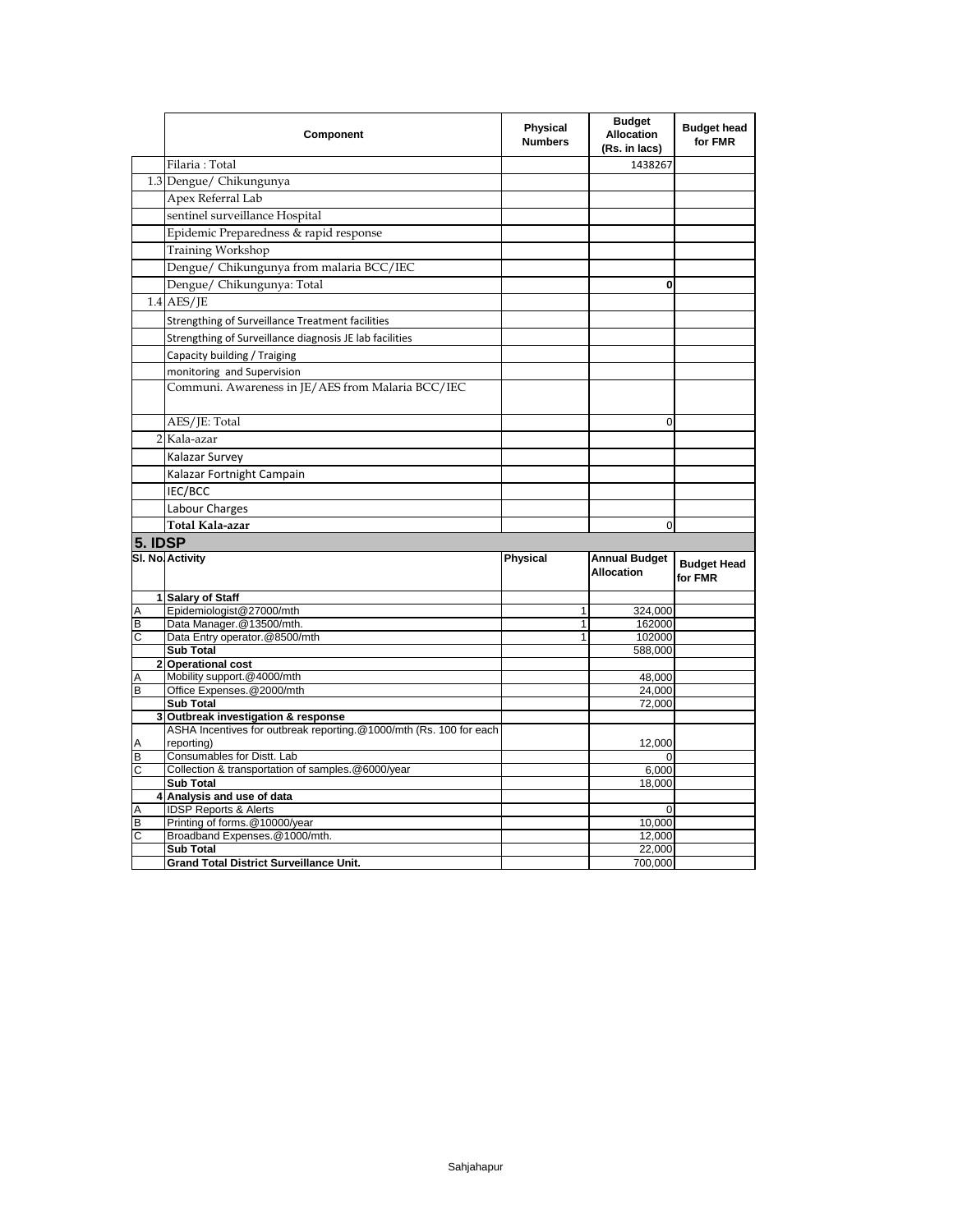| | Component | Physical Numbers | Budget Allocation (Rs. in lacs) | Budget head for FMR |
|---|---|---|---|---|
| | Filaria : Total | | 1438267 | |
| 1.3 | Dengue/ Chikungunya | | | |
| | Apex Referral Lab | | | |
| | sentinel surveillance Hospital | | | |
| | Epidemic Preparedness & rapid response | | | |
| | Training Workshop | | | |
| | Dengue/ Chikungunya from malaria BCC/IEC | | | |
| | Dengue/ Chikungunya: Total | | **0** | |
| 1.4 | AES/JE | | | |
| | Strengthing of Surveillance Treatment facilities | | | |
| | Strengthing of Surveillance diagnosis JE lab facilities | | | |
| | Capacity building / Traiging | | | |
| | monitoring and Supervision | | | |
| | Communi. Awareness in JE/AES from Malaria BCC/IEC | | | |
| | AES/JE: Total | | 0 | |
| 2 | Kala-azar | | | |
| | Kalazar Survey | | | |
| | Kalazar Fortnight Campain | | | |
| | IEC/BCC | | | |
| | Labour Charges | | | |
| | **Total Kala-azar** | | 0 | |

## 5. IDSP

| Sl. No. | Activity | Physical | Annual Budget Allocation | Budget Head for FMR |
|---|---|---|---|---|
| 1 | **Salary of Staff** | | | |
| A | Epidemiologist@27000/mth | 1 | 324,000 | |
| B | Data Manager.@13500/mth. | 1 | 162000 | |
| C | Data Entry operator.@8500/mth | 1 | 102000 | |
| | **Sub Total** | | 588,000 | |
| 2 | **Operational cost** | | | |
| A | Mobility support.@4000/mth | | 48,000 | |
| B | Office Expenses.@2000/mth | | 24,000 | |
| | **Sub Total** | | 72,000 | |
| 3 | **Outbreak investigation & response** | | | |
| A | ASHA Incentives for outbreak reporting.@1000/mth (Rs. 100 for each reporting) | | 12,000 | |
| B | Consumables for Distt. Lab | | 0 | |
| C | Collection & transportation of samples.@6000/year | | 6,000 | |
| | **Sub Total** | | 18,000 | |
| 4 | **Analysis and use of data** | | | |
| A | IDSP Reports & Alerts | | 0 | |
| B | Printing of forms.@10000/year | | 10,000 | |
| C | Broadband Expenses.@1000/mth. | | 12,000 | |
| | **Sub Total** | | 22,000 | |
| | **Grand Total District Surveillance Unit.** | | 700,000 | |